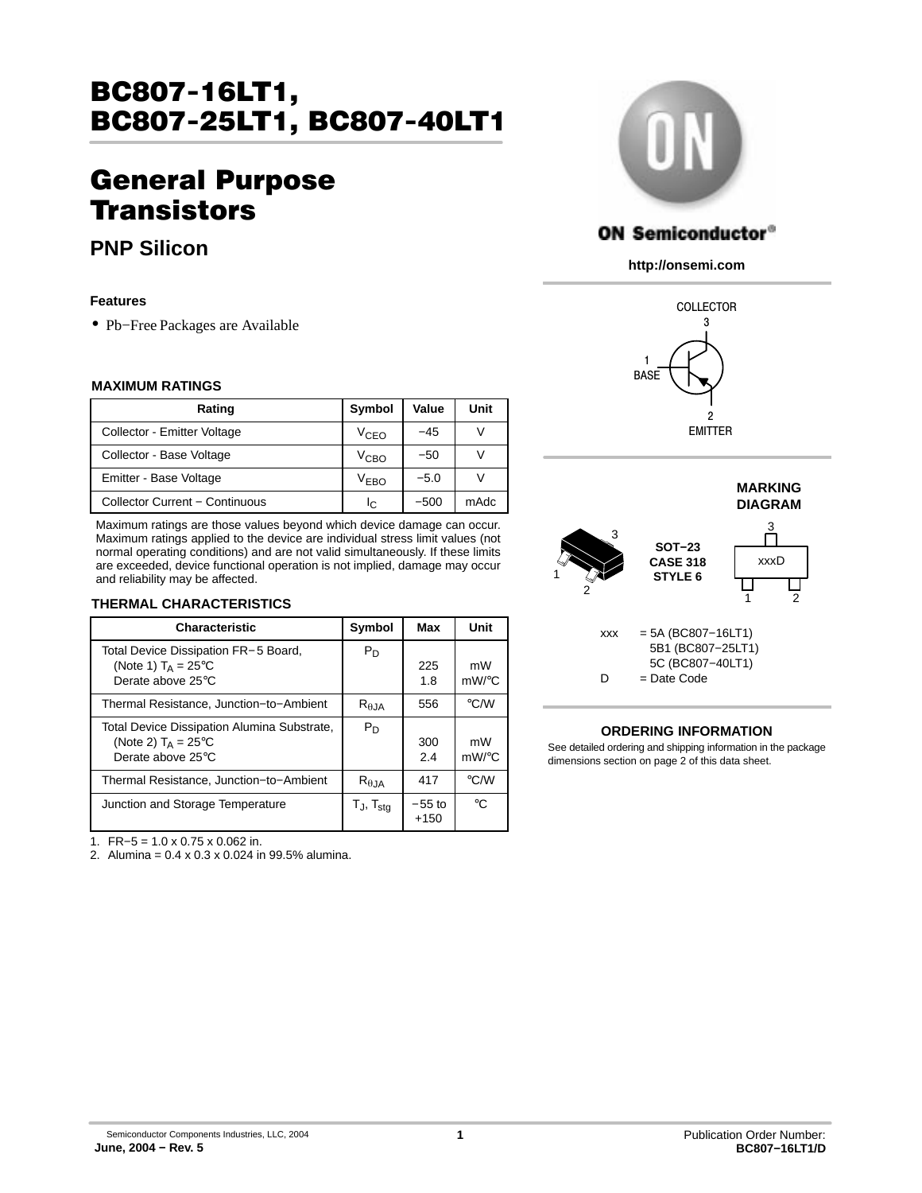# BC807-16LT1, BC807-25LT1, BC807-40LT1

# General Purpose Transistors

## PNP Silicon

**ON Semiconductor®**

http://onsemi.com

### Features

- Pb−Free Packages are Available

### MAXIMUM RATINGS

| Rating | Symbol | Value | Unit |
|---|---|---|---|
| Collector - Emitter Voltage | $V_{CEO}$ | −45 | V |
| Collector - Base Voltage | $V_{CBO}$ | −50 | V |
| Emitter - Base Voltage | $V_{EBO}$ | −5.0 | V |
| Collector Current − Continuous | $I_C$ | −500 | mAdc |

Maximum ratings are those values beyond which device damage can occur. Maximum ratings applied to the device are individual stress limit values (not normal operating conditions) and are not valid simultaneously. If these limits are exceeded, device functional operation is not implied, damage may occur and reliability may be affected.

### THERMAL CHARACTERISTICS

| Characteristic | Symbol | Max | Unit |
|---|---|---|---|
| Total Device Dissipation FR−5 Board, (Note 1) $T_A$ = 25°C<br>Derate above 25°C | $P_D$ | 225<br>1.8 | mW<br>mW/°C |
| Thermal Resistance, Junction−to−Ambient | $R_{\theta JA}$ | 556 | °C/W |
| Total Device Dissipation Alumina Substrate, (Note 2) $T_A$ = 25°C<br>Derate above 25°C | $P_D$ | 300<br>2.4 | mW<br>mW/°C |
| Thermal Resistance, Junction−to−Ambient | $R_{\theta JA}$ | 417 | °C/W |
| Junction and Storage Temperature | $T_J$, $T_{stg}$ | −55 to +150 | °C |

1. FR−5 = 1.0 x 0.75 x 0.062 in.
2. Alumina = 0.4 x 0.3 x 0.024 in 99.5% alumina.

COLLECTOR 3

1 BASE

2 EMITTER

SOT−23
CASE 318
STYLE 6

**MARKING DIAGRAM**

xxxD

xxx = 5A (BC807−16LT1)
5B1 (BC807−25LT1)
5C (BC807−40LT1)
D = Date Code

### ORDERING INFORMATION

See detailed ordering and shipping information in the package dimensions section on page 2 of this data sheet.

Semiconductor Components Industries, LLC, 2004

June, 2004 − Rev. 5

Publication Order Number:
BC807−16LT1/D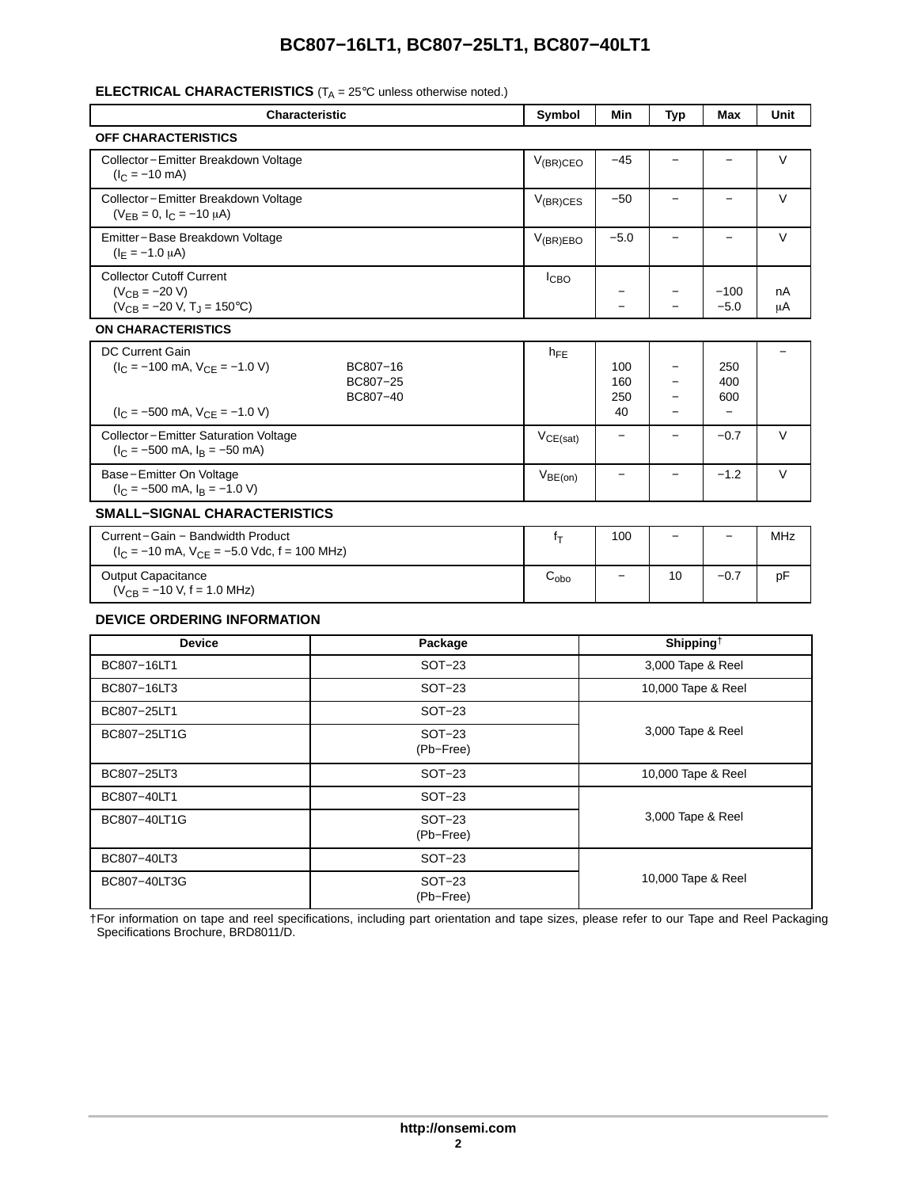**ELECTRICAL CHARACTERISTICS** ($T_A$ = 25°C unless otherwise noted.)

| Characteristic | Symbol | Min | Typ | Max | Unit |
|---|---|---|---|---|---|
| **OFF CHARACTERISTICS** | | | | | |
| Collector−Emitter Breakdown Voltage ($I_C$ = −10 mA) | $V_{(BR)CEO}$ | −45 | − | − | V |
| Collector−Emitter Breakdown Voltage ($V_{EB}$ = 0, $I_C$ = −10 μA) | $V_{(BR)CES}$ | −50 | − | − | V |
| Emitter−Base Breakdown Voltage ($I_E$ = −1.0 μA) | $V_{(BR)EBO}$ | −5.0 | − | − | V |
| Collector Cutoff Current ($V_{CB}$ = −20 V) | $I_{CBO}$ | − | − | −100 | nA |
| ($V_{CB}$ = −20 V, $T_J$ = 150°C) | | − | − | −5.0 | μA |
| **ON CHARACTERISTICS** | | | | | |
| DC Current Gain ($I_C$ = −100 mA, $V_{CE}$ = −1.0 V) BC807−16 | $h_{FE}$ | 100 | − | 250 | − |
| BC807−25 | | 160 | − | 400 | |
| BC807−40 | | 250 | − | 600 | |
| ($I_C$ = −500 mA, $V_{CE}$ = −1.0 V) | | 40 | − | − | |
| Collector−Emitter Saturation Voltage ($I_C$ = −500 mA, $I_B$ = −50 mA) | $V_{CE(sat)}$ | − | − | −0.7 | V |
| Base−Emitter On Voltage ($I_C$ = −500 mA, $I_B$ = −1.0 V) | $V_{BE(on)}$ | − | − | −1.2 | V |
| **SMALL−SIGNAL CHARACTERISTICS** | | | | | |
| Current−Gain − Bandwidth Product ($I_C$ = −10 mA, $V_{CE}$ = −5.0 Vdc, f = 100 MHz) | $f_T$ | 100 | − | − | MHz |
| Output Capacitance ($V_{CB}$ = −10 V, f = 1.0 MHz) | $C_{obo}$ | − | 10 | −0.7 | pF |

**DEVICE ORDERING INFORMATION**

| Device | Package | Shipping† |
|---|---|---|
| BC807−16LT1 | SOT−23 | 3,000 Tape & Reel |
| BC807−16LT3 | SOT−23 | 10,000 Tape & Reel |
| BC807−25LT1 | SOT−23 | 3,000 Tape & Reel |
| BC807−25LT1G | SOT−23 (Pb−Free) | 3,000 Tape & Reel |
| BC807−25LT3 | SOT−23 | 10,000 Tape & Reel |
| BC807−40LT1 | SOT−23 | 3,000 Tape & Reel |
| BC807−40LT1G | SOT−23 (Pb−Free) | 3,000 Tape & Reel |
| BC807−40LT3 | SOT−23 | 10,000 Tape & Reel |
| BC807−40LT3G | SOT−23 (Pb−Free) | 10,000 Tape & Reel |

†For information on tape and reel specifications, including part orientation and tape sizes, please refer to our Tape and Reel Packaging Specifications Brochure, BRD8011/D.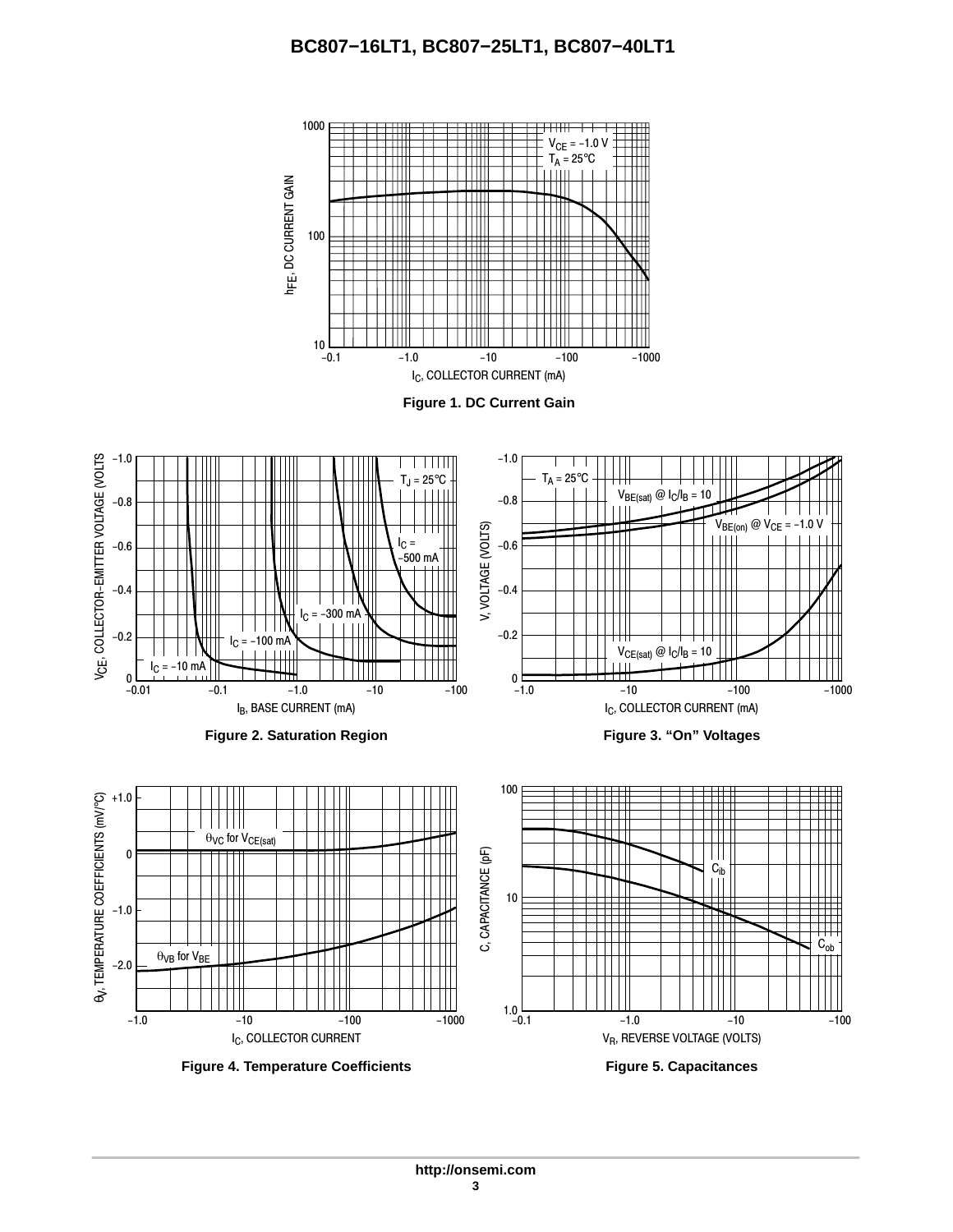Figure 1. DC Current Gain

Figure 2. Saturation Region

Figure 3. “On” Voltages

Figure 4. Temperature Coefficients

Figure 5. Capacitances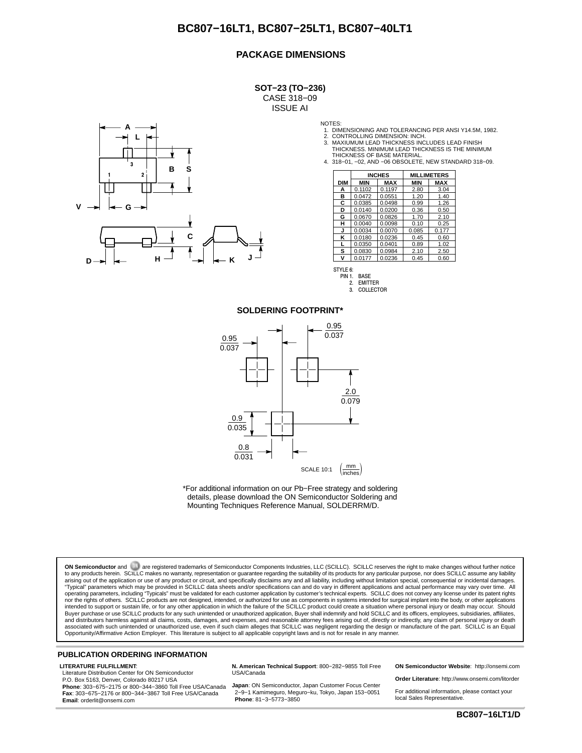## PACKAGE DIMENSIONS

**SOT−23 (TO−236)**
CASE 318−09
ISSUE AI

A
L
3
1
2
B
S
V
G
C
D
H
K
J

NOTES:
1. DIMENSIONING AND TOLERANCING PER ANSI Y14.5M, 1982.
2. CONTROLLING DIMENSION: INCH.
3. MAXIUMUM LEAD THICKNESS INCLUDES LEAD FINISH THICKNESS. MINIMUM LEAD THICKNESS IS THE MINIMUM THICKNESS OF BASE MATERIAL.
4. 318−01, −02, AND −06 OBSOLETE, NEW STANDARD 318−09.

| | INCHES | | MILLIMETERS | |
|---|---|---|---|---|
| DIM | MIN | MAX | MIN | MAX |
| A | 0.1102 | 0.1197 | 2.80 | 3.04 |
| B | 0.0472 | 0.0551 | 1.20 | 1.40 |
| C | 0.0385 | 0.0498 | 0.99 | 1.26 |
| D | 0.0140 | 0.0200 | 0.36 | 0.50 |
| G | 0.0670 | 0.0826 | 1.70 | 2.10 |
| H | 0.0040 | 0.0098 | 0.10 | 0.25 |
| J | 0.0034 | 0.0070 | 0.085 | 0.177 |
| K | 0.0180 | 0.0236 | 0.45 | 0.60 |
| L | 0.0350 | 0.0401 | 0.89 | 1.02 |
| S | 0.0830 | 0.0984 | 2.10 | 2.50 |
| V | 0.0177 | 0.0236 | 0.45 | 0.60 |

STYLE 6:
PIN 1. BASE
2. EMITTER
3. COLLECTOR

## SOLDERING FOOTPRINT*

0.95 / 0.037
0.95 / 0.037
2.0 / 0.079
0.9 / 0.035
0.8 / 0.031

SCALE 10:1 (mm / inches)

*For additional information on our Pb−Free strategy and soldering details, please download the ON Semiconductor Soldering and Mounting Techniques Reference Manual, SOLDERRM/D.

**ON Semiconductor** and the ON logo are registered trademarks of Semiconductor Components Industries, LLC (SCILLC). SCILLC reserves the right to make changes without further notice to any products herein. SCILLC makes no warranty, representation or guarantee regarding the suitability of its products for any particular purpose, nor does SCILLC assume any liability arising out of the application or use of any product or circuit, and specifically disclaims any and all liability, including without limitation special, consequential or incidental damages. "Typical" parameters which may be provided in SCILLC data sheets and/or specifications can and do vary in different applications and actual performance may vary over time. All operating parameters, including "Typicals" must be validated for each customer application by customer's technical experts. SCILLC does not convey any license under its patent rights nor the rights of others. SCILLC products are not designed, intended, or authorized for use as components in systems intended for surgical implant into the body, or other applications intended to support or sustain life, or for any other application in which the failure of the SCILLC product could create a situation where personal injury or death may occur. Should Buyer purchase or use SCILLC products for any such unintended or unauthorized application, Buyer shall indemnify and hold SCILLC and its officers, employees, subsidiaries, affiliates, and distributors harmless against all claims, costs, damages, and expenses, and reasonable attorney fees arising out of, directly or indirectly, any claim of personal injury or death associated with such unintended or unauthorized use, even if such claim alleges that SCILLC was negligent regarding the design or manufacture of the part. SCILLC is an Equal Opportunity/Affirmative Action Employer. This literature is subject to all applicable copyright laws and is not for resale in any manner.

### PUBLICATION ORDERING INFORMATION

**LITERATURE FULFILLMENT**:
Literature Distribution Center for ON Semiconductor
P.O. Box 5163, Denver, Colorado 80217 USA
**Phone**: 303−675−2175 or 800−344−3860 Toll Free USA/Canada
**Fax**: 303−675−2176 or 800−344−3867 Toll Free USA/Canada
**Email**: orderlit@onsemi.com

**N. American Technical Support**: 800−282−9855 Toll Free USA/Canada

**Japan**: ON Semiconductor, Japan Customer Focus Center 2−9−1 Kamimeguro, Meguro−ku, Tokyo, Japan 153−0051
**Phone**: 81−3−5773−3850

**ON Semiconductor Website**: http://onsemi.com

**Order Literature**: http://www.onsemi.com/litorder

For additional information, please contact your local Sales Representative.

**BC807−16LT1/D**